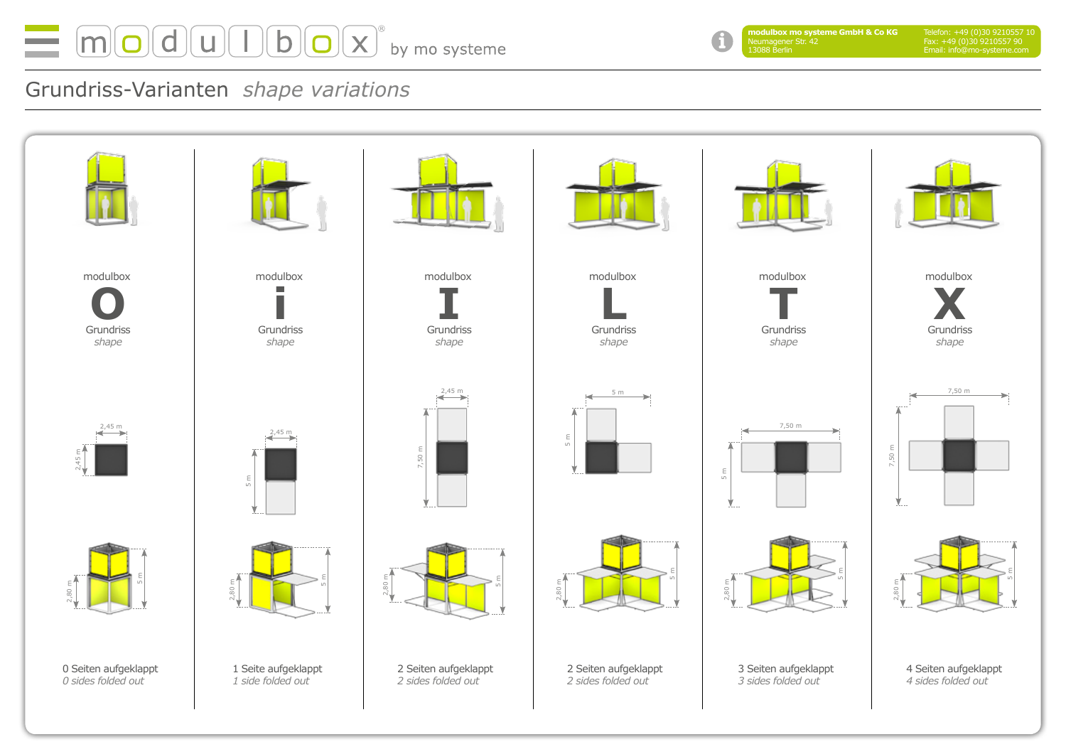modulbox® by mo systeme

**modulbox mo systeme GmbH & Co KG**
Neumagener Str. 42
13088 Berlin

Telefon: +49 (0)30 9210557 10
Fax: +49 (0)30 9210557 90
Email: info@mo-systeme.com

# Grundriss-Varianten *shape variations*

| modulbox O | modulbox i | modulbox I | modulbox L | modulbox T | modulbox X |
|---|---|---|---|---|---|
| Grundriss *shape* | Grundriss *shape* | Grundriss *shape* | Grundriss *shape* | Grundriss *shape* | Grundriss *shape* |
| 2,45 m × 2,45 m | 2,45 m × 5 m | 2,45 m × 7,50 m | 5 m × 5 m | 7,50 m × 5 m | 7,50 m × 7,50 m |
| 2,80 m / 5 m | 2,80 m / 5 m | 2,80 m / 5 m | 2,80 m / 5 m | 2,80 m / 5 m | 2,80 m / 5 m |
| 0 Seiten aufgeklappt *0 sides folded out* | 1 Seite aufgeklappt *1 side folded out* | 2 Seiten aufgeklappt *2 sides folded out* | 2 Seiten aufgeklappt *2 sides folded out* | 3 Seiten aufgeklappt *3 sides folded out* | 4 Seiten aufgeklappt *4 sides folded out* |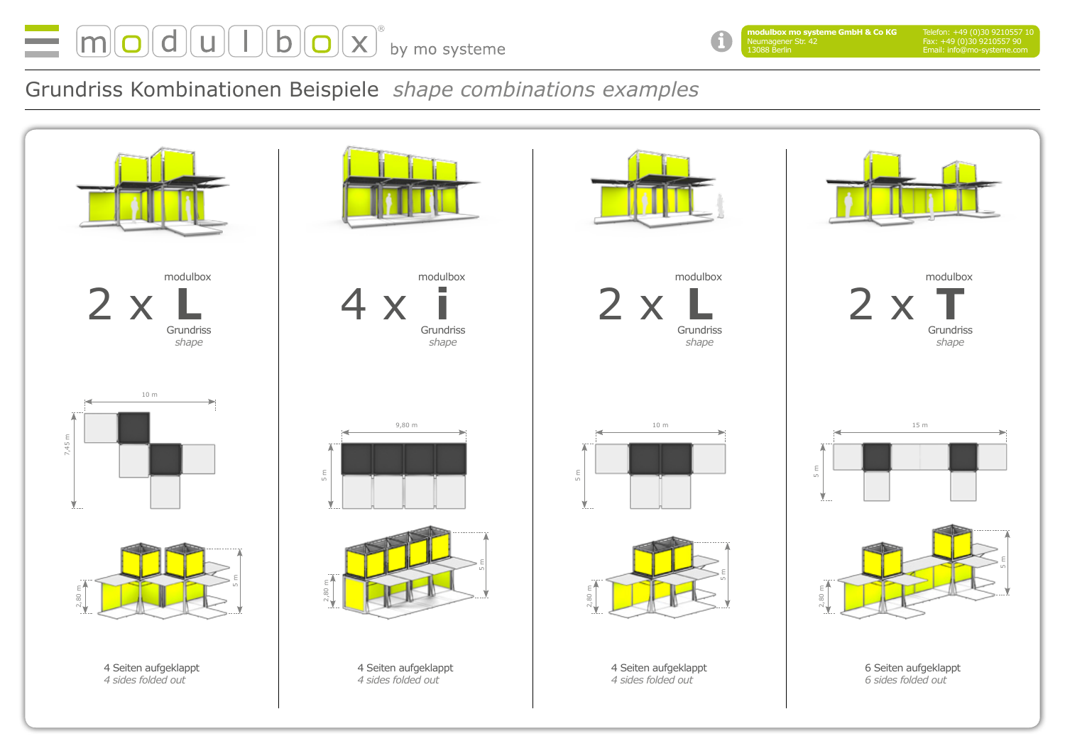modulbox® by mo systeme

**modulbox mo systeme GmbH & Co KG**
Neumagener Str. 42
13088 Berlin

Telefon: +49 (0)30 9210557 10
Fax: +49 (0)30 9210557 90
Email: info@mo-systeme.com

# Grundriss Kombinationen Beispiele *shape combinations examples*

modulbox
**2 x L**
Grundriss
*shape*

10 m
7,45 m
2,80 m
5 m

4 Seiten aufgeklappt
*4 sides folded out*

modulbox
**4 x i**
Grundriss
*shape*

9,80 m
5 m
2,80 m
5 m

4 Seiten aufgeklappt
*4 sides folded out*

modulbox
**2 x L**
Grundriss
*shape*

10 m
5 m
2,80 m
5 m

4 Seiten aufgeklappt
*4 sides folded out*

modulbox
**2 x T**
Grundriss
*shape*

15 m
5 m
2,80 m
5 m

6 Seiten aufgeklappt
*6 sides folded out*